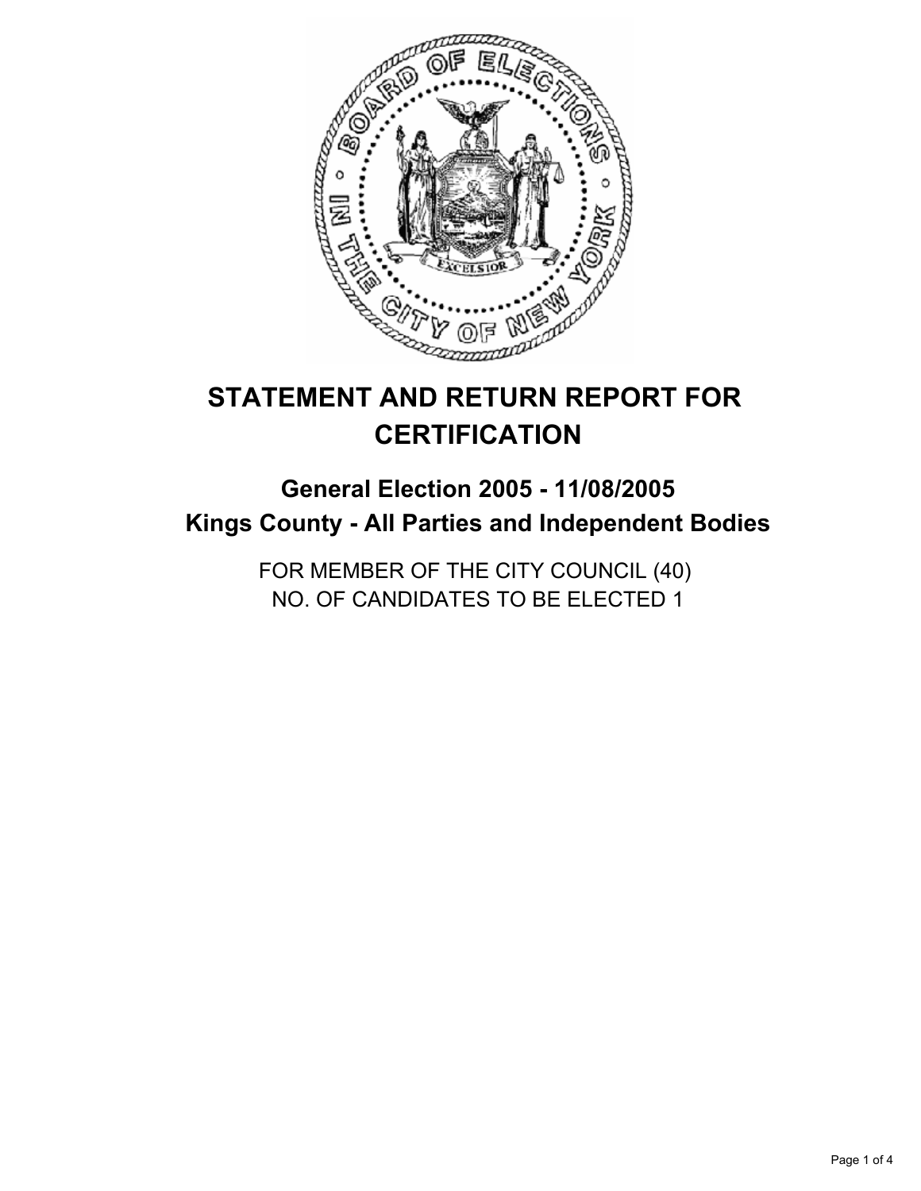# STATEMENT AND RETURN REPORT FOR CERTIFICATION

## General Election 2005 - 11/08/2005
## Kings County - All Parties and Independent Bodies

FOR MEMBER OF THE CITY COUNCIL (40)
NO. OF CANDIDATES TO BE ELECTED 1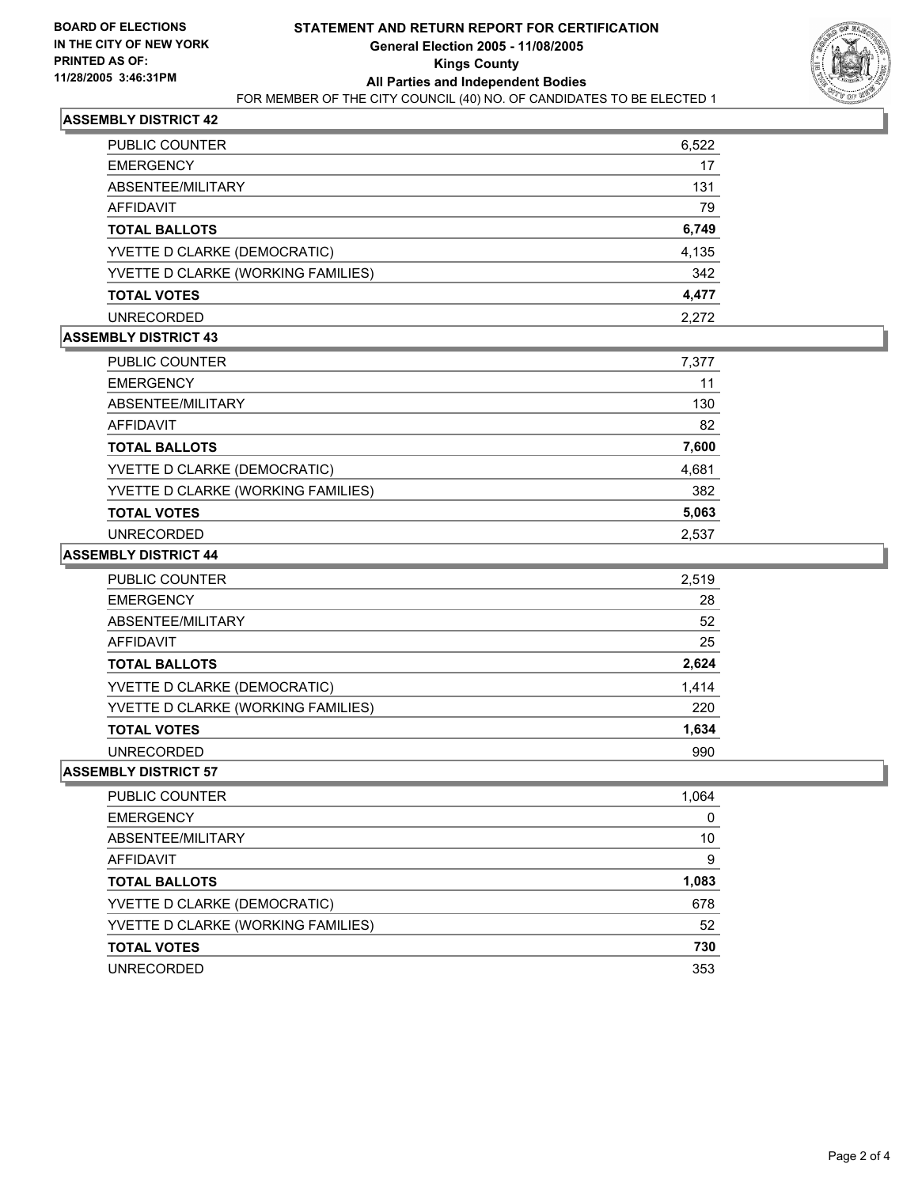**BOARD OF ELECTIONS IN THE CITY OF NEW YORK PRINTED AS OF: 11/28/2005 3:46:31PM**

# STATEMENT AND RETURN REPORT FOR CERTIFICATION

## General Election 2005 - 11/08/2005

## Kings County

## All Parties and Independent Bodies

FOR MEMBER OF THE CITY COUNCIL (40) NO. OF CANDIDATES TO BE ELECTED 1

### ASSEMBLY DISTRICT 42

| | |
|---|---|
| PUBLIC COUNTER | 6,522 |
| EMERGENCY | 17 |
| ABSENTEE/MILITARY | 131 |
| AFFIDAVIT | 79 |
| **TOTAL BALLOTS** | **6,749** |
| YVETTE D CLARKE (DEMOCRATIC) | 4,135 |
| YVETTE D CLARKE (WORKING FAMILIES) | 342 |
| **TOTAL VOTES** | **4,477** |
| UNRECORDED | 2,272 |

### ASSEMBLY DISTRICT 43

| | |
|---|---|
| PUBLIC COUNTER | 7,377 |
| EMERGENCY | 11 |
| ABSENTEE/MILITARY | 130 |
| AFFIDAVIT | 82 |
| **TOTAL BALLOTS** | **7,600** |
| YVETTE D CLARKE (DEMOCRATIC) | 4,681 |
| YVETTE D CLARKE (WORKING FAMILIES) | 382 |
| **TOTAL VOTES** | **5,063** |
| UNRECORDED | 2,537 |

### ASSEMBLY DISTRICT 44

| | |
|---|---|
| PUBLIC COUNTER | 2,519 |
| EMERGENCY | 28 |
| ABSENTEE/MILITARY | 52 |
| AFFIDAVIT | 25 |
| **TOTAL BALLOTS** | **2,624** |
| YVETTE D CLARKE (DEMOCRATIC) | 1,414 |
| YVETTE D CLARKE (WORKING FAMILIES) | 220 |
| **TOTAL VOTES** | **1,634** |
| UNRECORDED | 990 |

### ASSEMBLY DISTRICT 57

| | |
|---|---|
| PUBLIC COUNTER | 1,064 |
| EMERGENCY | 0 |
| ABSENTEE/MILITARY | 10 |
| AFFIDAVIT | 9 |
| **TOTAL BALLOTS** | **1,083** |
| YVETTE D CLARKE (DEMOCRATIC) | 678 |
| YVETTE D CLARKE (WORKING FAMILIES) | 52 |
| **TOTAL VOTES** | **730** |
| UNRECORDED | 353 |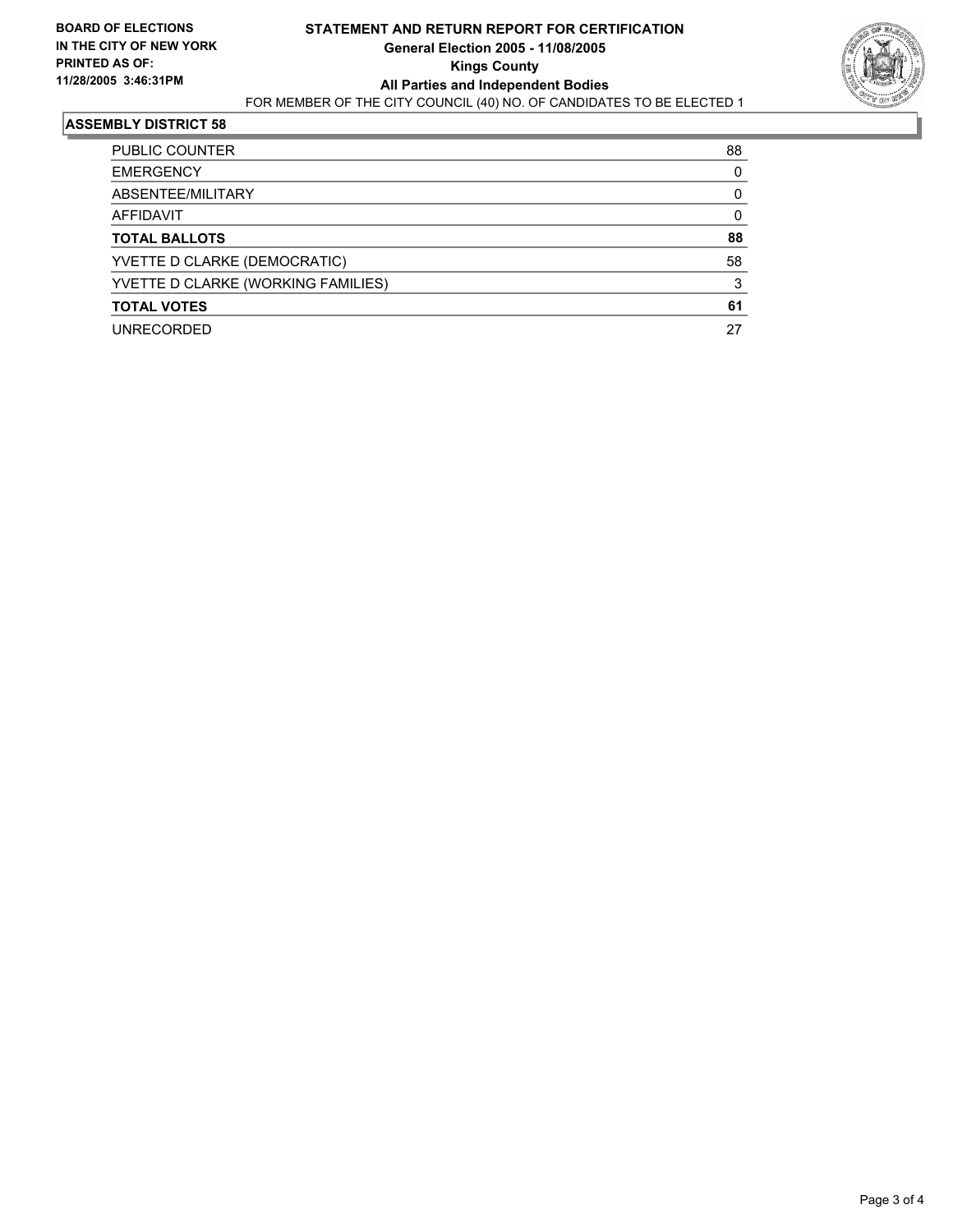**BOARD OF ELECTIONS**
**IN THE CITY OF NEW YORK**
**PRINTED AS OF:**
**11/28/2005 3:46:31PM**

# STATEMENT AND RETURN REPORT FOR CERTIFICATION
## General Election 2005 - 11/08/2005
## Kings County
## All Parties and Independent Bodies

FOR MEMBER OF THE CITY COUNCIL (40) NO. OF CANDIDATES TO BE ELECTED 1

### ASSEMBLY DISTRICT 58

| | |
|---|---|
| PUBLIC COUNTER | 88 |
| EMERGENCY | 0 |
| ABSENTEE/MILITARY | 0 |
| AFFIDAVIT | 0 |
| **TOTAL BALLOTS** | **88** |
| YVETTE D CLARKE (DEMOCRATIC) | 58 |
| YVETTE D CLARKE (WORKING FAMILIES) | 3 |
| **TOTAL VOTES** | **61** |
| UNRECORDED | 27 |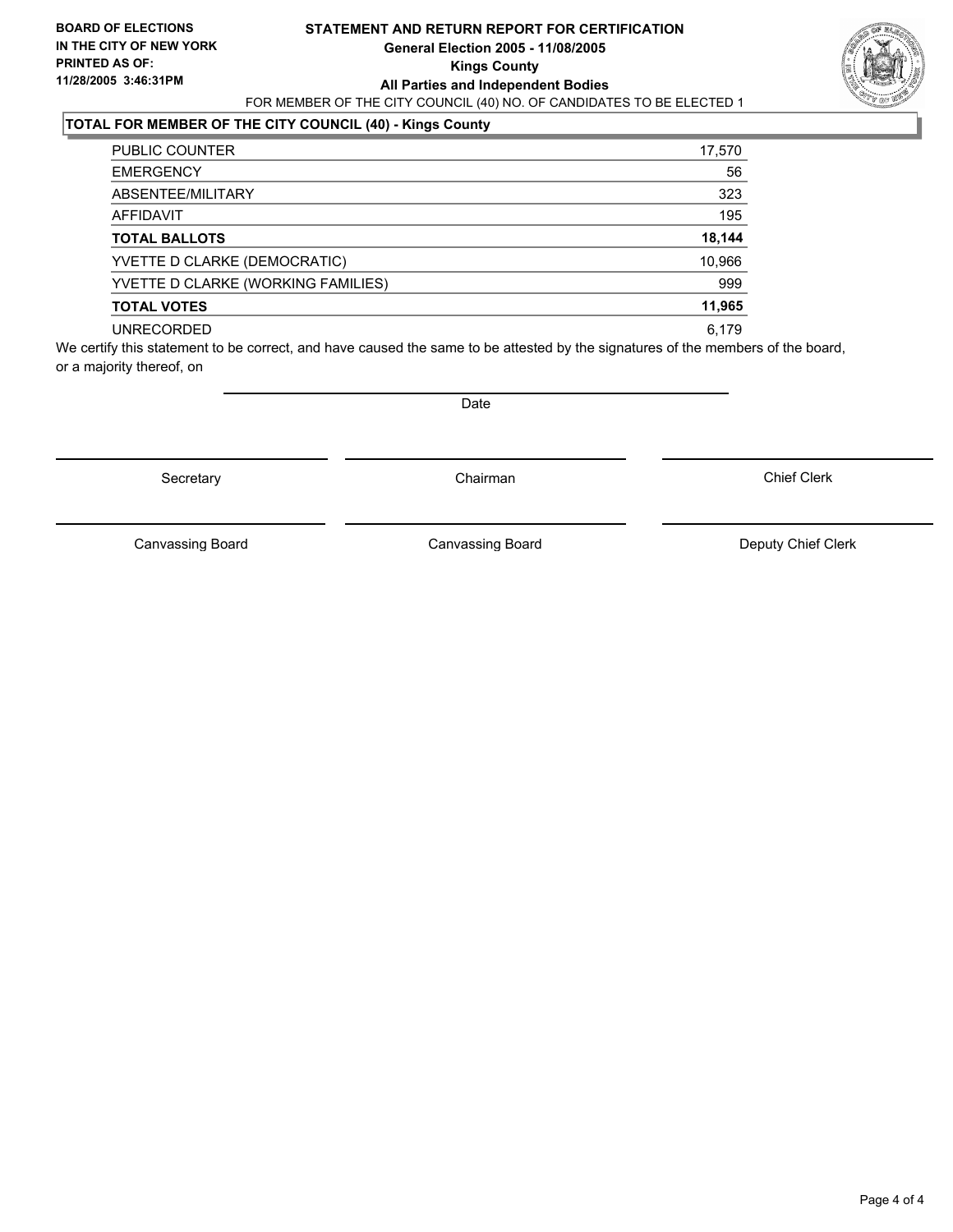**BOARD OF ELECTIONS IN THE CITY OF NEW YORK**
**PRINTED AS OF: 11/28/2005 3:46:31PM**

# STATEMENT AND RETURN REPORT FOR CERTIFICATION

**General Election 2005 - 11/08/2005**
**Kings County**
**All Parties and Independent Bodies**

FOR MEMBER OF THE CITY COUNCIL (40) NO. OF CANDIDATES TO BE ELECTED 1

## TOTAL FOR MEMBER OF THE CITY COUNCIL (40) - Kings County

| | |
|---|---|
| PUBLIC COUNTER | 17,570 |
| EMERGENCY | 56 |
| ABSENTEE/MILITARY | 323 |
| AFFIDAVIT | 195 |
| **TOTAL BALLOTS** | **18,144** |
| YVETTE D CLARKE (DEMOCRATIC) | 10,966 |
| YVETTE D CLARKE (WORKING FAMILIES) | 999 |
| **TOTAL VOTES** | **11,965** |
| UNRECORDED | 6,179 |

We certify this statement to be correct, and have caused the same to be attested by the signatures of the members of the board, or a majority thereof, on

Date

Secretary

Chairman

Chief Clerk

Canvassing Board

Canvassing Board

Deputy Chief Clerk